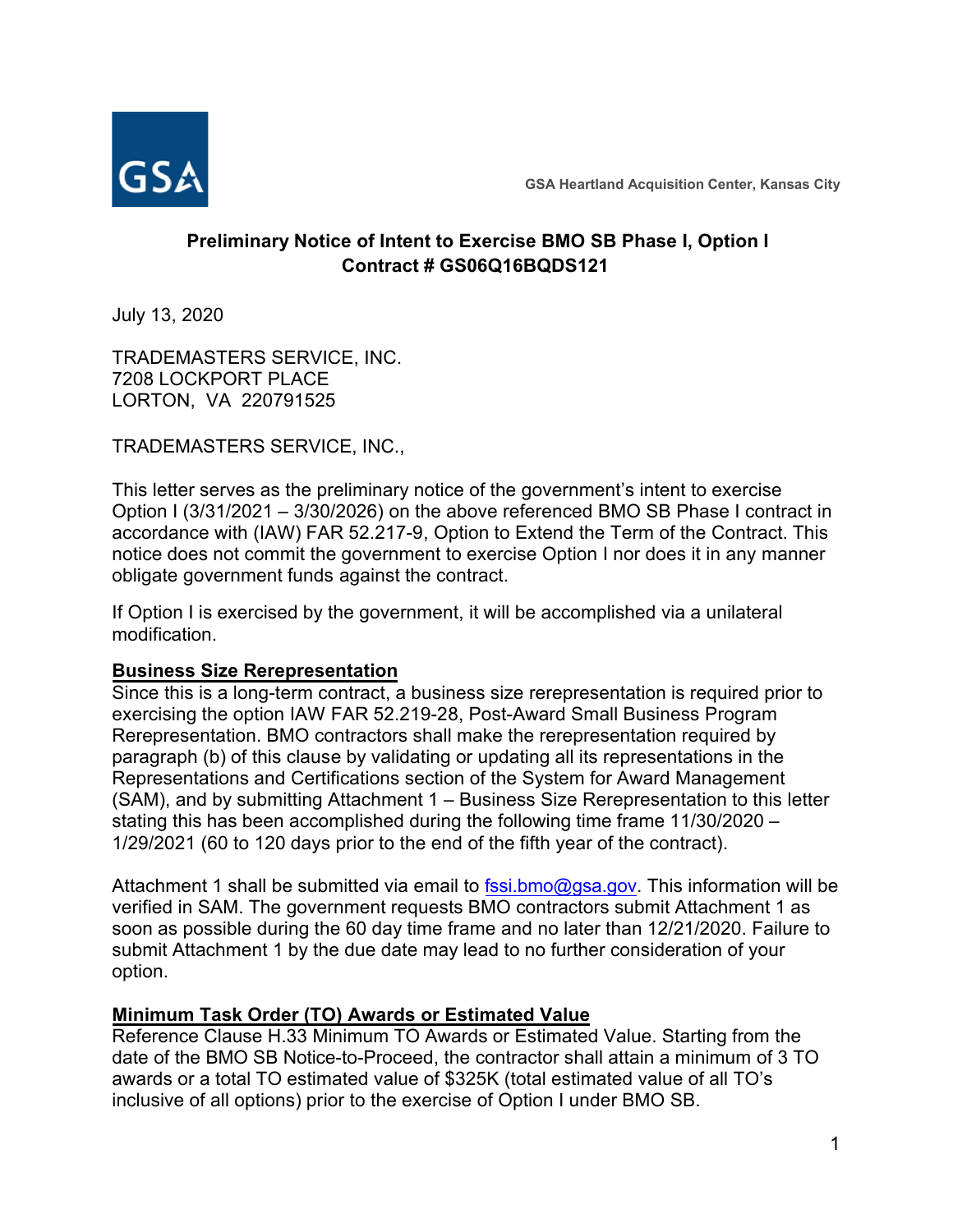GSA Heartland Acquisition Center, Kansas City

**Preliminary Notice of Intent to Exercise BMO SB Phase I, Option I**
**Contract # GS06Q16BQDS121**

July 13, 2020

TRADEMASTERS SERVICE, INC.
7208 LOCKPORT PLACE
LORTON, VA 220791525

TRADEMASTERS SERVICE, INC.,

This letter serves as the preliminary notice of the government's intent to exercise Option I (3/31/2021 – 3/30/2026) on the above referenced BMO SB Phase I contract in accordance with (IAW) FAR 52.217-9, Option to Extend the Term of the Contract. This notice does not commit the government to exercise Option I nor does it in any manner obligate government funds against the contract.

If Option I is exercised by the government, it will be accomplished via a unilateral modification.

**Business Size Rerepresentation**

Since this is a long-term contract, a business size rerepresentation is required prior to exercising the option IAW FAR 52.219-28, Post-Award Small Business Program Rerepresentation. BMO contractors shall make the rerepresentation required by paragraph (b) of this clause by validating or updating all its representations in the Representations and Certifications section of the System for Award Management (SAM), and by submitting Attachment 1 – Business Size Rerepresentation to this letter stating this has been accomplished during the following time frame 11/30/2020 – 1/29/2021 (60 to 120 days prior to the end of the fifth year of the contract).

Attachment 1 shall be submitted via email to fssi.bmo@gsa.gov. This information will be verified in SAM. The government requests BMO contractors submit Attachment 1 as soon as possible during the 60 day time frame and no later than 12/21/2020. Failure to submit Attachment 1 by the due date may lead to no further consideration of your option.

**Minimum Task Order (TO) Awards or Estimated Value**

Reference Clause H.33 Minimum TO Awards or Estimated Value. Starting from the date of the BMO SB Notice-to-Proceed, the contractor shall attain a minimum of 3 TO awards or a total TO estimated value of $325K (total estimated value of all TO's inclusive of all options) prior to the exercise of Option I under BMO SB.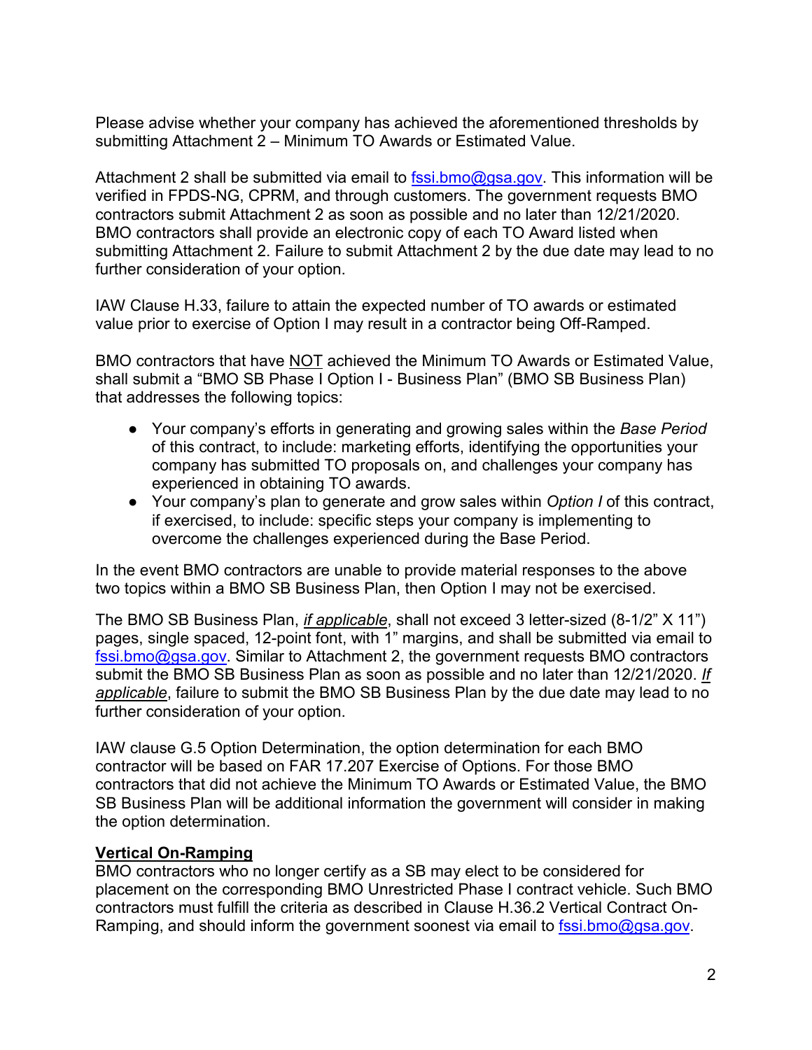Please advise whether your company has achieved the aforementioned thresholds by submitting Attachment 2 – Minimum TO Awards or Estimated Value.

Attachment 2 shall be submitted via email to fssi.bmo@gsa.gov. This information will be verified in FPDS-NG, CPRM, and through customers. The government requests BMO contractors submit Attachment 2 as soon as possible and no later than 12/21/2020. BMO contractors shall provide an electronic copy of each TO Award listed when submitting Attachment 2. Failure to submit Attachment 2 by the due date may lead to no further consideration of your option.

IAW Clause H.33, failure to attain the expected number of TO awards or estimated value prior to exercise of Option I may result in a contractor being Off-Ramped.

BMO contractors that have NOT achieved the Minimum TO Awards or Estimated Value, shall submit a "BMO SB Phase I Option I - Business Plan" (BMO SB Business Plan) that addresses the following topics:

- Your company's efforts in generating and growing sales within the *Base Period* of this contract, to include: marketing efforts, identifying the opportunities your company has submitted TO proposals on, and challenges your company has experienced in obtaining TO awards.
- Your company's plan to generate and grow sales within *Option I* of this contract, if exercised, to include: specific steps your company is implementing to overcome the challenges experienced during the Base Period.

In the event BMO contractors are unable to provide material responses to the above two topics within a BMO SB Business Plan, then Option I may not be exercised.

The BMO SB Business Plan, ***if applicable***, shall not exceed 3 letter-sized (8-1/2" X 11") pages, single spaced, 12-point font, with 1" margins, and shall be submitted via email to fssi.bmo@gsa.gov. Similar to Attachment 2, the government requests BMO contractors submit the BMO SB Business Plan as soon as possible and no later than 12/21/2020. ***If applicable***, failure to submit the BMO SB Business Plan by the due date may lead to no further consideration of your option.

IAW clause G.5 Option Determination, the option determination for each BMO contractor will be based on FAR 17.207 Exercise of Options. For those BMO contractors that did not achieve the Minimum TO Awards or Estimated Value, the BMO SB Business Plan will be additional information the government will consider in making the option determination.

**Vertical On-Ramping**

BMO contractors who no longer certify as a SB may elect to be considered for placement on the corresponding BMO Unrestricted Phase I contract vehicle. Such BMO contractors must fulfill the criteria as described in Clause H.36.2 Vertical Contract On-Ramping, and should inform the government soonest via email to fssi.bmo@gsa.gov.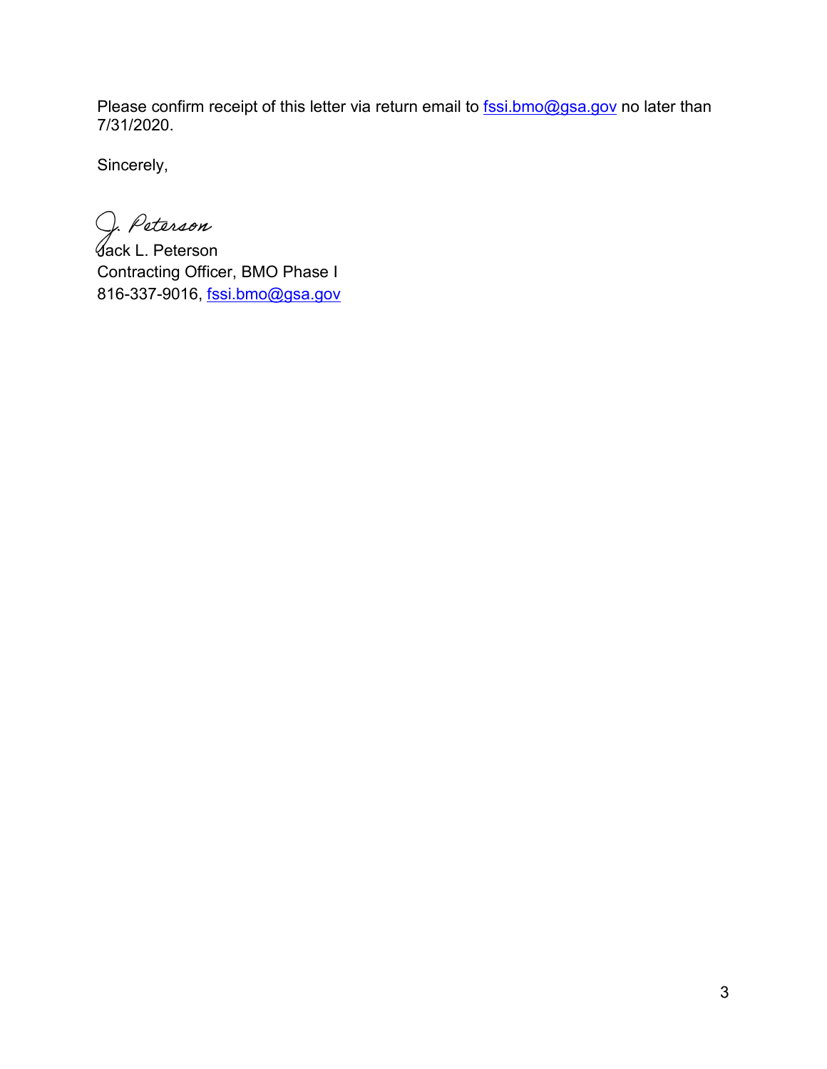Please confirm receipt of this letter via return email to fssi.bmo@gsa.gov no later than 7/31/2020.

Sincerely,

J. Peterson

Jack L. Peterson  
Contracting Officer, BMO Phase I  
816-337-9016, fssi.bmo@gsa.gov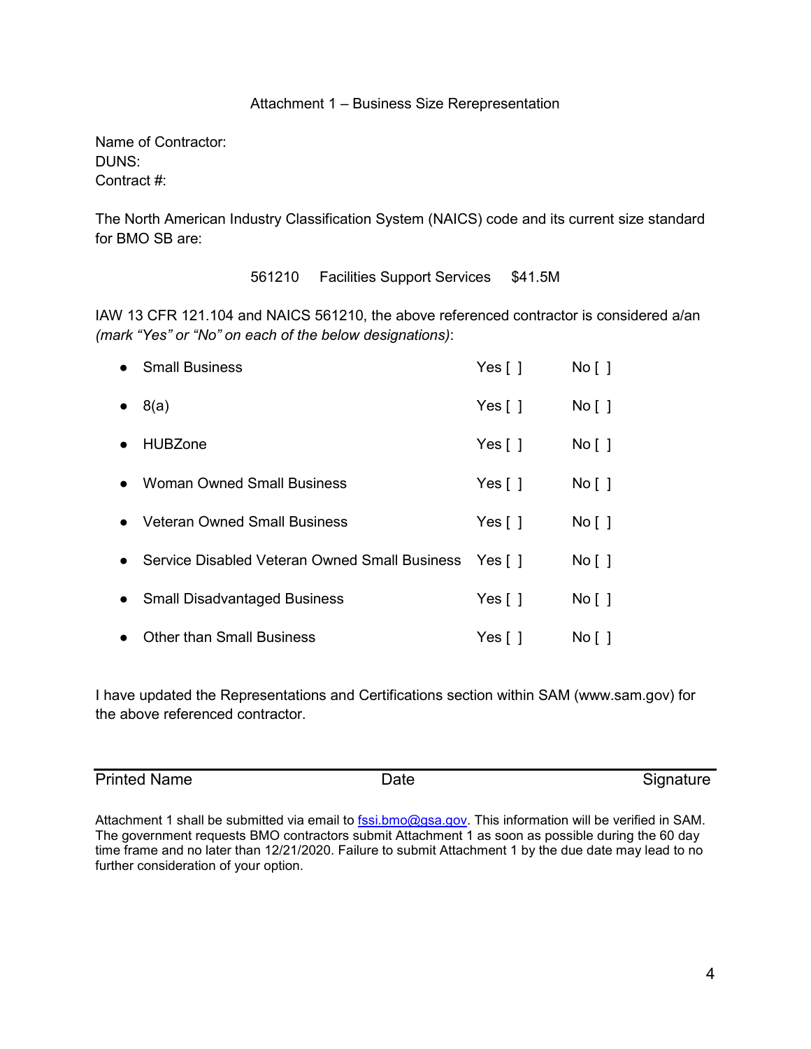# Attachment 1 – Business Size Rerepresentation

Name of Contractor:
DUNS:
Contract #:

The North American Industry Classification System (NAICS) code and its current size standard for BMO SB are:

561210 Facilities Support Services $41.5M

IAW 13 CFR 121.104 and NAICS 561210, the above referenced contractor is considered a/an *(mark "Yes" or "No" on each of the below designations)*:

- Small Business Yes [ ] No [ ]
- 8(a) Yes [ ] No [ ]
- HUBZone Yes [ ] No [ ]
- Woman Owned Small Business Yes [ ] No [ ]
- Veteran Owned Small Business Yes [ ] No [ ]
- Service Disabled Veteran Owned Small Business Yes [ ] No [ ]
- Small Disadvantaged Business Yes [ ] No [ ]
- Other than Small Business Yes [ ] No [ ]

I have updated the Representations and Certifications section within SAM (www.sam.gov) for the above referenced contractor.

| Printed Name | Date | Signature |
|---|---|---|

Attachment 1 shall be submitted via email to fssi.bmo@gsa.gov. This information will be verified in SAM. The government requests BMO contractors submit Attachment 1 as soon as possible during the 60 day time frame and no later than 12/21/2020. Failure to submit Attachment 1 by the due date may lead to no further consideration of your option.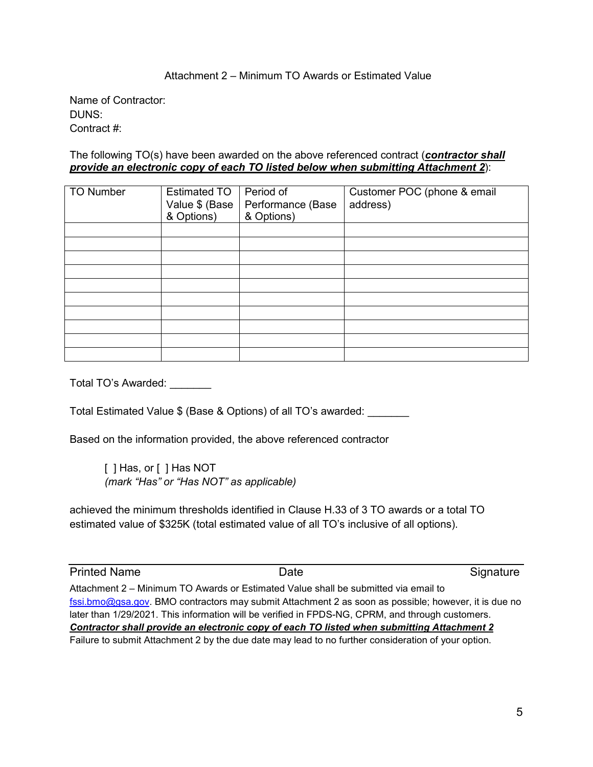Attachment 2 – Minimum TO Awards or Estimated Value

Name of Contractor:
DUNS:
Contract #:

The following TO(s) have been awarded on the above referenced contract (***contractor shall provide an electronic copy of each TO listed below when submitting Attachment 2***):

| TO Number | Estimated TO Value $ (Base & Options) | Period of Performance (Base & Options) | Customer POC (phone & email address) |
|---|---|---|---|
| | | | |
| | | | |
| | | | |
| | | | |
| | | | |
| | | | |
| | | | |
| | | | |
| | | | |
| | | | |

Total TO's Awarded: _______

Total Estimated Value $ (Base & Options) of all TO's awarded: _______

Based on the information provided, the above referenced contractor

[ ] Has, or [ ] Has NOT
*(mark "Has" or "Has NOT" as applicable)*

achieved the minimum thresholds identified in Clause H.33 of 3 TO awards or a total TO estimated value of $325K (total estimated value of all TO's inclusive of all options).

Printed Name | Date | Signature

Attachment 2 – Minimum TO Awards or Estimated Value shall be submitted via email to fssi.bmo@gsa.gov. BMO contractors may submit Attachment 2 as soon as possible; however, it is due no later than 1/29/2021. This information will be verified in FPDS-NG, CPRM, and through customers.

***Contractor shall provide an electronic copy of each TO listed when submitting Attachment 2***

Failure to submit Attachment 2 by the due date may lead to no further consideration of your option.